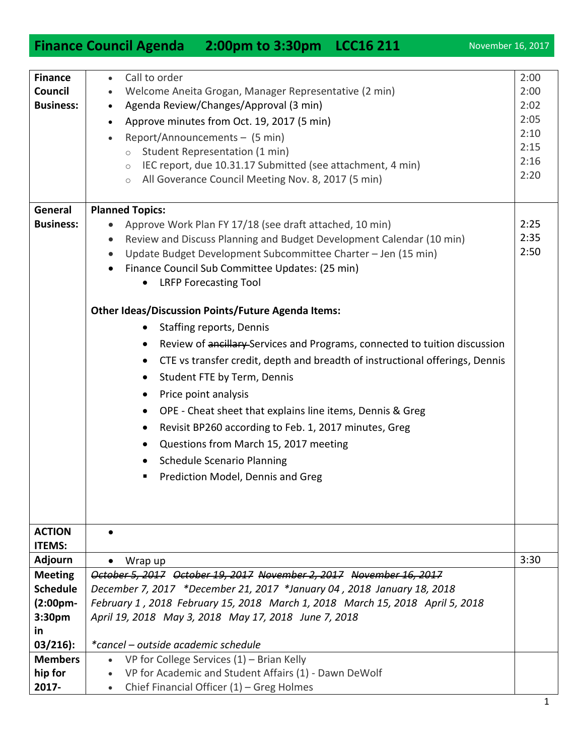# Finance Council Agenda 2:00pm to 3:30pm LCC16 211

November 16, 2017

| | | |
|---|---|---|
| **Finance Council Business:** | • Call to order<br>• Welcome Aneita Grogan, Manager Representative (2 min)<br>• Agenda Review/Changes/Approval (3 min)<br>• Approve minutes from Oct. 19, 2017 (5 min)<br>• Report/Announcements – (5 min)<br>  ○ Student Representation (1 min)<br>  ○ IEC report, due 10.31.17 Submitted (see attachment, 4 min)<br>  ○ All Goverance Council Meeting Nov. 8, 2017 (5 min) | 2:00<br>2:00<br>2:02<br>2:05<br>2:10<br>2:15<br>2:16<br>2:20 |
| **General Business:** | **Planned Topics:**<br>• Approve Work Plan FY 17/18 (see draft attached, 10 min)<br>• Review and Discuss Planning and Budget Development Calendar (10 min)<br>• Update Budget Development Subcommittee Charter – Jen (15 min)<br>• Finance Council Sub Committee Updates: (25 min)<br>  • LRFP Forecasting Tool<br><br>**Other Ideas/Discussion Points/Future Agenda Items:**<br>  • Staffing reports, Dennis<br>  • Review of ~~ancillary~~ Services and Programs, connected to tuition discussion<br>  • CTE vs transfer credit, depth and breadth of instructional offerings, Dennis<br>  • Student FTE by Term, Dennis<br>  • Price point analysis<br>  • OPE - Cheat sheet that explains line items, Dennis & Greg<br>  • Revisit BP260 according to Feb. 1, 2017 minutes, Greg<br>  • Questions from March 15, 2017 meeting<br>  • Schedule Scenario Planning<br>  ▪ Prediction Model, Dennis and Greg | <br>2:25<br>2:35<br>2:50 |
| **ACTION ITEMS:** | • | |
| **Adjourn** | • Wrap up | 3:30 |
| **Meeting Schedule (2:00pm-3:30pm in 03/216):** | *~~October 5, 2017~~ ~~October 19, 2017~~ ~~November 2, 2017~~ ~~November 16, 2017~~*<br>*December 7, 2017 \*December 21, 2017 \*January 04 , 2018 January 18, 2018 February 1 , 2018 February 15, 2018 March 1, 2018 March 15, 2018 April 5, 2018 April 19, 2018 May 3, 2018 May 17, 2018 June 7, 2018*<br><br>*\*cancel – outside academic schedule* | |
| **Membership for 2017-** | • VP for College Services (1) – Brian Kelly<br>• VP for Academic and Student Affairs (1) - Dawn DeWolf<br>• Chief Financial Officer (1) – Greg Holmes | |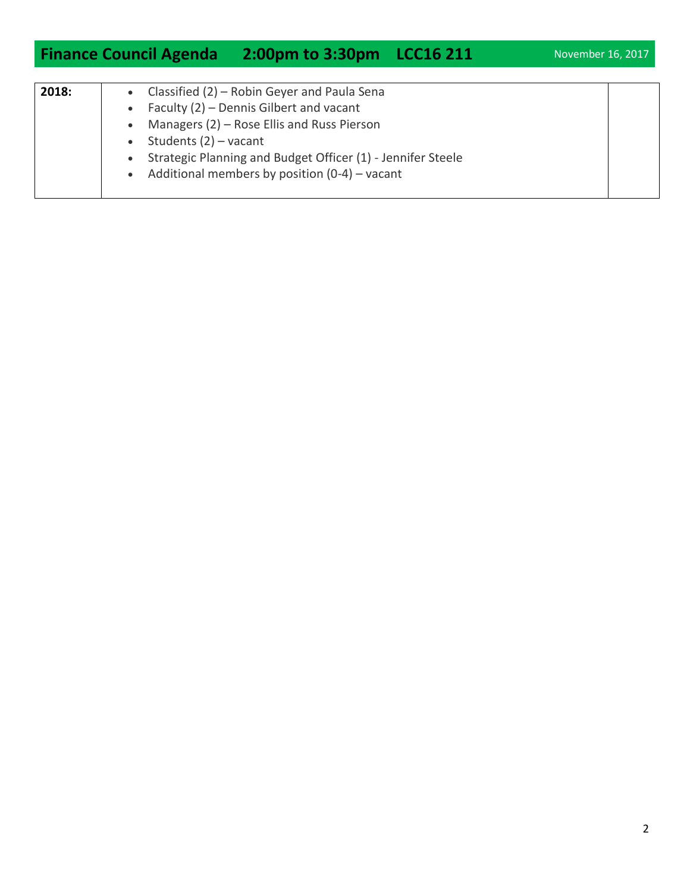| | | |
|---|---|---|
| **2018:** | • Classified (2) – Robin Geyer and Paula Sena<br>• Faculty (2) – Dennis Gilbert and vacant<br>• Managers (2) – Rose Ellis and Russ Pierson<br>• Students (2) – vacant<br>• Strategic Planning and Budget Officer (1) - Jennifer Steele<br>• Additional members by position (0-4) – vacant | |